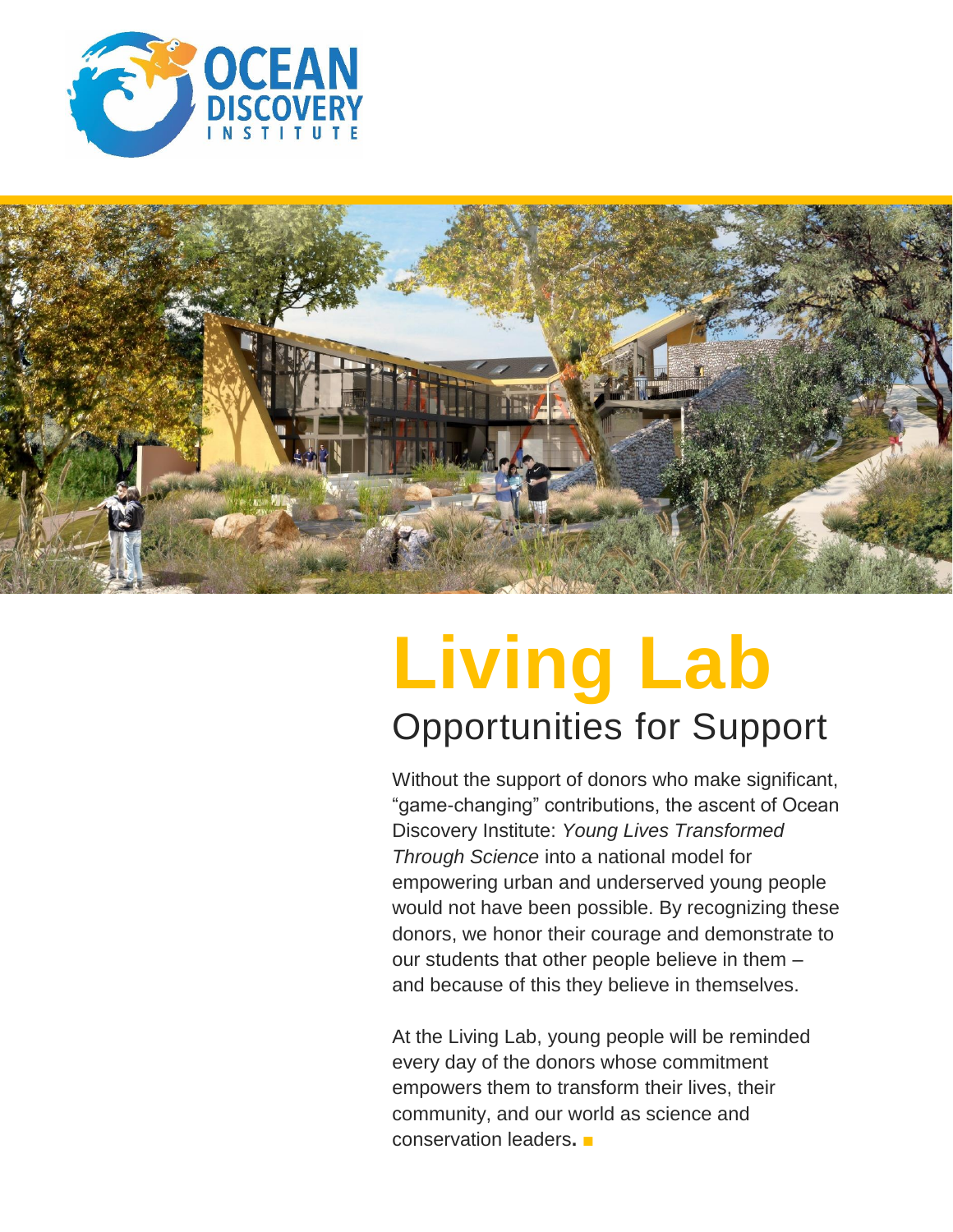# Living Lab

## Opportunities for Support

Without the support of donors who make significant, "game-changing" contributions, the ascent of Ocean Discovery Institute: *Young Lives Transformed Through Science* into a national model for empowering urban and underserved young people would not have been possible. By recognizing these donors, we honor their courage and demonstrate to our students that other people believe in them – and because of this they believe in themselves.

At the Living Lab, young people will be reminded every day of the donors whose commitment empowers them to transform their lives, their community, and our world as science and conservation leaders. ■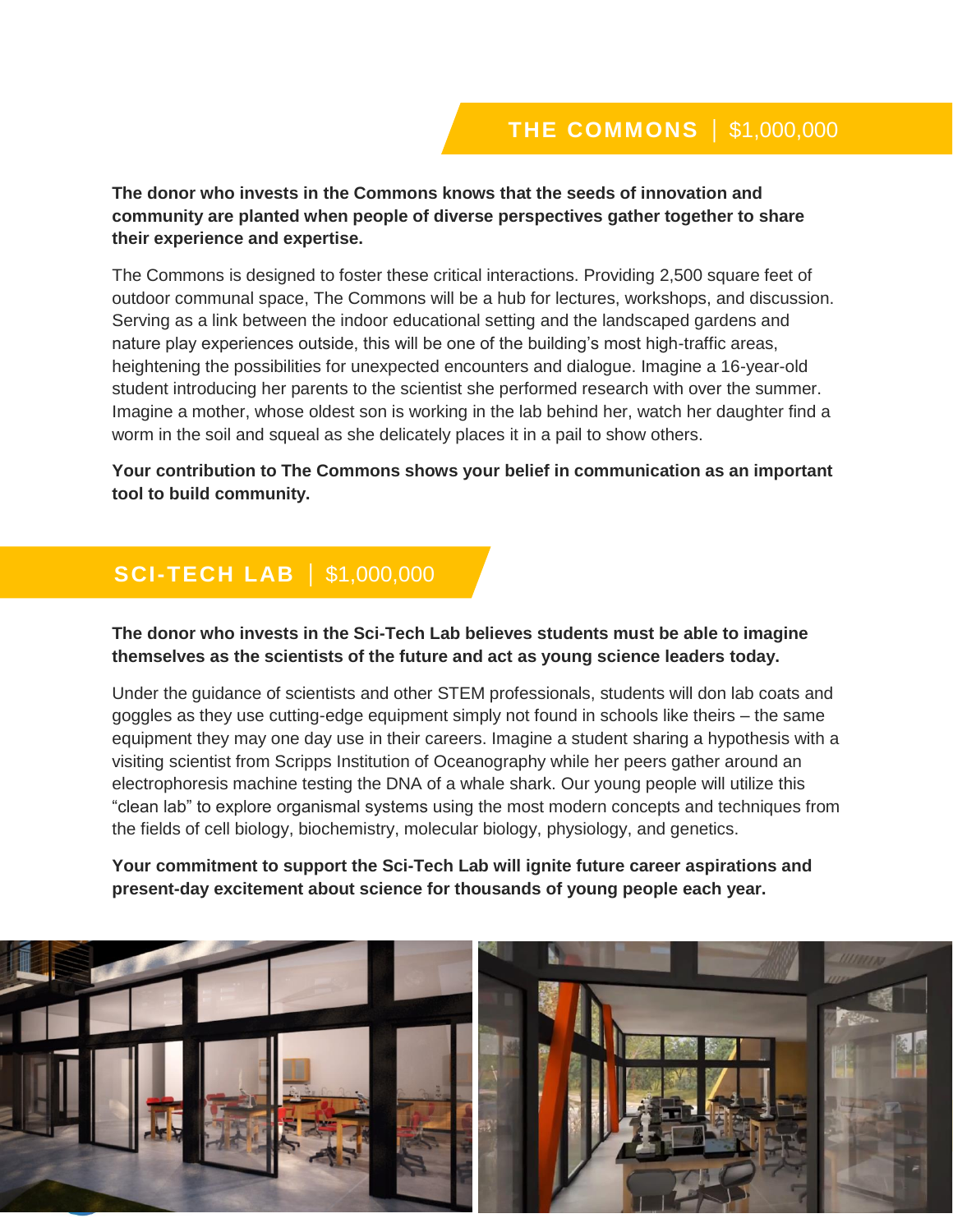## THE COMMONS | $1,000,000

**The donor who invests in the Commons knows that the seeds of innovation and community are planted when people of diverse perspectives gather together to share their experience and expertise.**

The Commons is designed to foster these critical interactions. Providing 2,500 square feet of outdoor communal space, The Commons will be a hub for lectures, workshops, and discussion. Serving as a link between the indoor educational setting and the landscaped gardens and nature play experiences outside, this will be one of the building's most high-traffic areas, heightening the possibilities for unexpected encounters and dialogue. Imagine a 16-year-old student introducing her parents to the scientist she performed research with over the summer. Imagine a mother, whose oldest son is working in the lab behind her, watch her daughter find a worm in the soil and squeal as she delicately places it in a pail to show others.

**Your contribution to The Commons shows your belief in communication as an important tool to build community.**

## SCI-TECH LAB | $1,000,000

**The donor who invests in the Sci-Tech Lab believes students must be able to imagine themselves as the scientists of the future and act as young science leaders today.**

Under the guidance of scientists and other STEM professionals, students will don lab coats and goggles as they use cutting-edge equipment simply not found in schools like theirs – the same equipment they may one day use in their careers. Imagine a student sharing a hypothesis with a visiting scientist from Scripps Institution of Oceanography while her peers gather around an electrophoresis machine testing the DNA of a whale shark. Our young people will utilize this "clean lab" to explore organismal systems using the most modern concepts and techniques from the fields of cell biology, biochemistry, molecular biology, physiology, and genetics.

**Your commitment to support the Sci-Tech Lab will ignite future career aspirations and present-day excitement about science for thousands of young people each year.**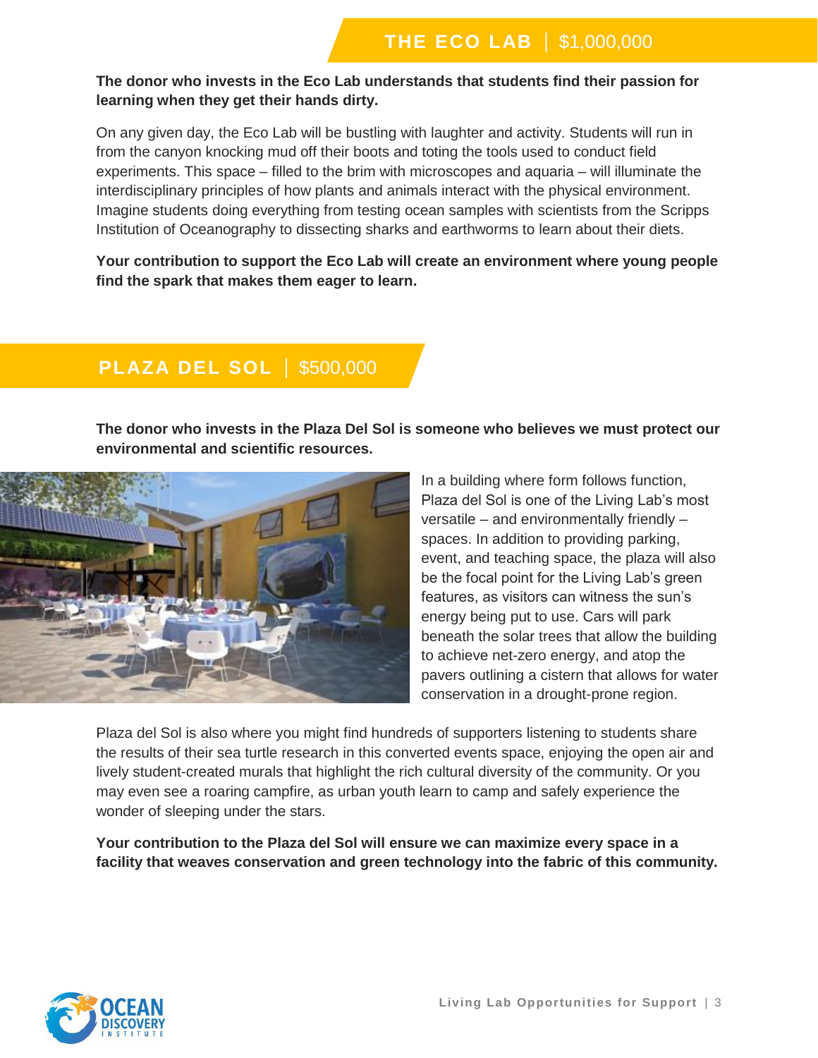## THE ECO LAB | $1,000,000

**The donor who invests in the Eco Lab understands that students find their passion for learning when they get their hands dirty.**

On any given day, the Eco Lab will be bustling with laughter and activity. Students will run in from the canyon knocking mud off their boots and toting the tools used to conduct field experiments. This space – filled to the brim with microscopes and aquaria – will illuminate the interdisciplinary principles of how plants and animals interact with the physical environment. Imagine students doing everything from testing ocean samples with scientists from the Scripps Institution of Oceanography to dissecting sharks and earthworms to learn about their diets.

**Your contribution to support the Eco Lab will create an environment where young people find the spark that makes them eager to learn.**

## PLAZA DEL SOL | $500,000

**The donor who invests in the Plaza Del Sol is someone who believes we must protect our environmental and scientific resources.**

In a building where form follows function, Plaza del Sol is one of the Living Lab's most versatile – and environmentally friendly – spaces. In addition to providing parking, event, and teaching space, the plaza will also be the focal point for the Living Lab's green features, as visitors can witness the sun's energy being put to use. Cars will park beneath the solar trees that allow the building to achieve net-zero energy, and atop the pavers outlining a cistern that allows for water conservation in a drought-prone region.

Plaza del Sol is also where you might find hundreds of supporters listening to students share the results of their sea turtle research in this converted events space, enjoying the open air and lively student-created murals that highlight the rich cultural diversity of the community. Or you may even see a roaring campfire, as urban youth learn to camp and safely experience the wonder of sleeping under the stars.

**Your contribution to the Plaza del Sol will ensure we can maximize every space in a facility that weaves conservation and green technology into the fabric of this community.**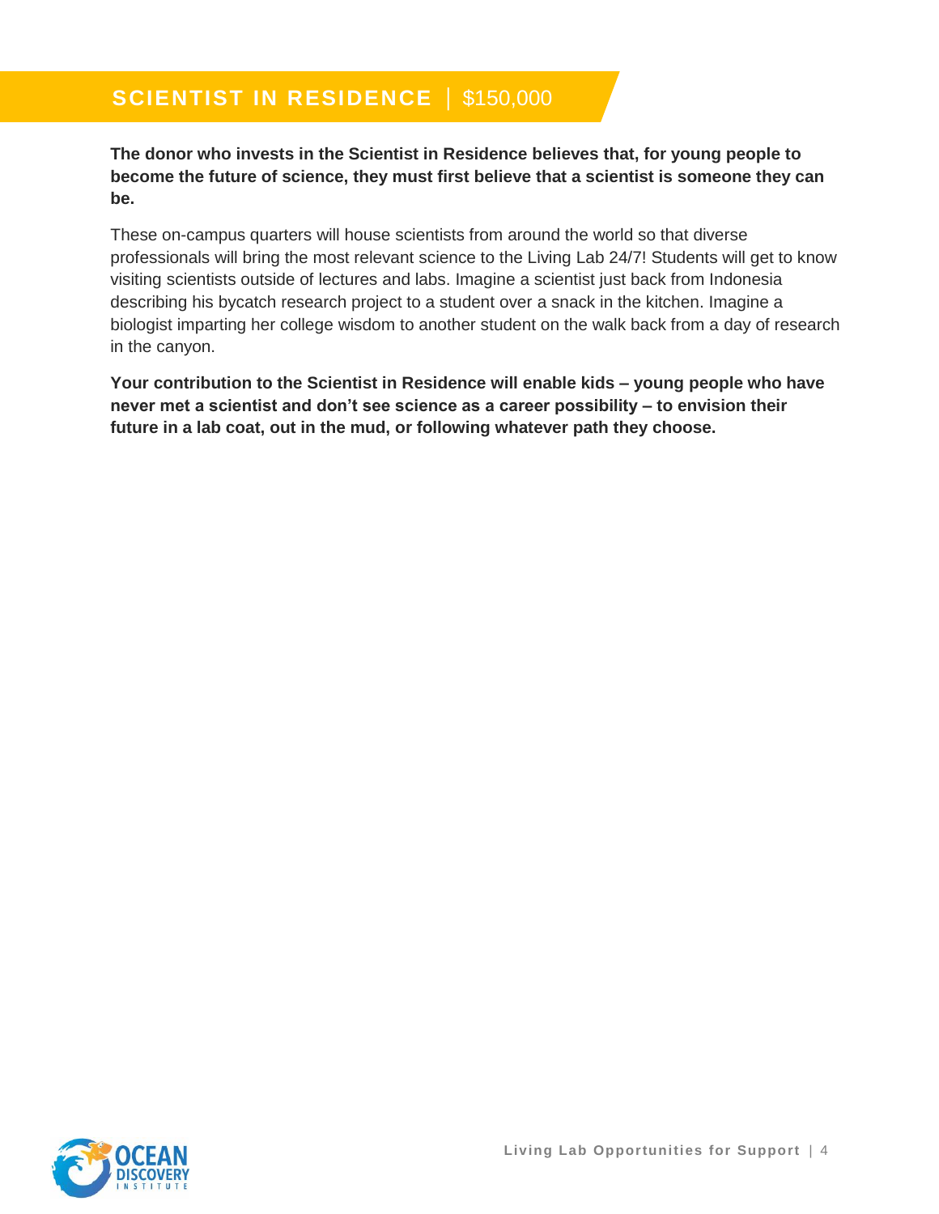## SCIENTIST IN RESIDENCE | $150,000

**The donor who invests in the Scientist in Residence believes that, for young people to become the future of science, they must first believe that a scientist is someone they can be.**

These on-campus quarters will house scientists from around the world so that diverse professionals will bring the most relevant science to the Living Lab 24/7! Students will get to know visiting scientists outside of lectures and labs. Imagine a scientist just back from Indonesia describing his bycatch research project to a student over a snack in the kitchen. Imagine a biologist imparting her college wisdom to another student on the walk back from a day of research in the canyon.

**Your contribution to the Scientist in Residence will enable kids – young people who have never met a scientist and don't see science as a career possibility – to envision their future in a lab coat, out in the mud, or following whatever path they choose.**